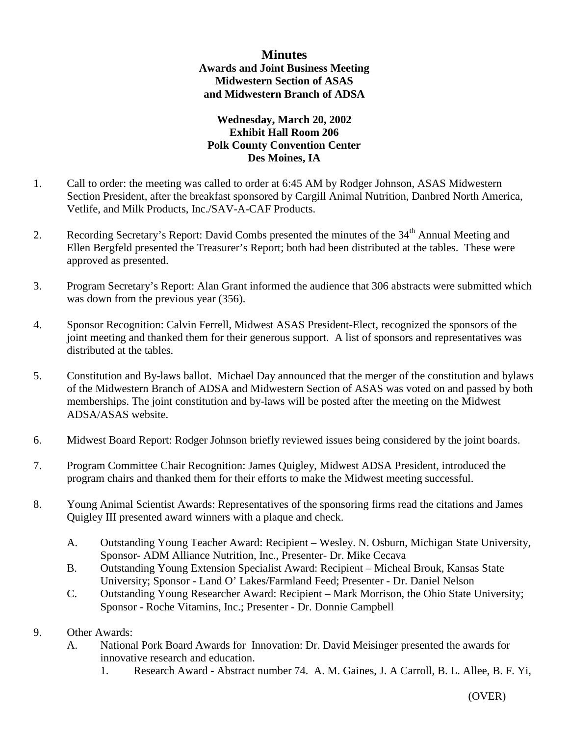# Minutes

## Awards and Joint Business Meeting
## Midwestern Section of ASAS
## and Midwestern Branch of ADSA

**Wednesday, March 20, 2002**
**Exhibit Hall Room 206**
**Polk County Convention Center**
**Des Moines, IA**

1. Call to order: the meeting was called to order at 6:45 AM by Rodger Johnson, ASAS Midwestern Section President, after the breakfast sponsored by Cargill Animal Nutrition, Danbred North America, Vetlife, and Milk Products, Inc./SAV-A-CAF Products.

2. Recording Secretary's Report: David Combs presented the minutes of the 34th Annual Meeting and Ellen Bergfeld presented the Treasurer's Report; both had been distributed at the tables. These were approved as presented.

3. Program Secretary's Report: Alan Grant informed the audience that 306 abstracts were submitted which was down from the previous year (356).

4. Sponsor Recognition: Calvin Ferrell, Midwest ASAS President-Elect, recognized the sponsors of the joint meeting and thanked them for their generous support. A list of sponsors and representatives was distributed at the tables.

5. Constitution and By-laws ballot. Michael Day announced that the merger of the constitution and bylaws of the Midwestern Branch of ADSA and Midwestern Section of ASAS was voted on and passed by both memberships. The joint constitution and by-laws will be posted after the meeting on the Midwest ADSA/ASAS website.

6. Midwest Board Report: Rodger Johnson briefly reviewed issues being considered by the joint boards.

7. Program Committee Chair Recognition: James Quigley, Midwest ADSA President, introduced the program chairs and thanked them for their efforts to make the Midwest meeting successful.

8. Young Animal Scientist Awards: Representatives of the sponsoring firms read the citations and James Quigley III presented award winners with a plaque and check.

   A. Outstanding Young Teacher Award: Recipient – Wesley. N. Osburn, Michigan State University, Sponsor- ADM Alliance Nutrition, Inc., Presenter- Dr. Mike Cecava

   B. Outstanding Young Extension Specialist Award: Recipient – Micheal Brouk, Kansas State University; Sponsor - Land O' Lakes/Farmland Feed; Presenter - Dr. Daniel Nelson

   C. Outstanding Young Researcher Award: Recipient – Mark Morrison, the Ohio State University; Sponsor - Roche Vitamins, Inc.; Presenter - Dr. Donnie Campbell

9. Other Awards:

   A. National Pork Board Awards for Innovation: Dr. David Meisinger presented the awards for innovative research and education.

      1. Research Award - Abstract number 74. A. M. Gaines, J. A Carroll, B. L. Allee, B. F. Yi,

(OVER)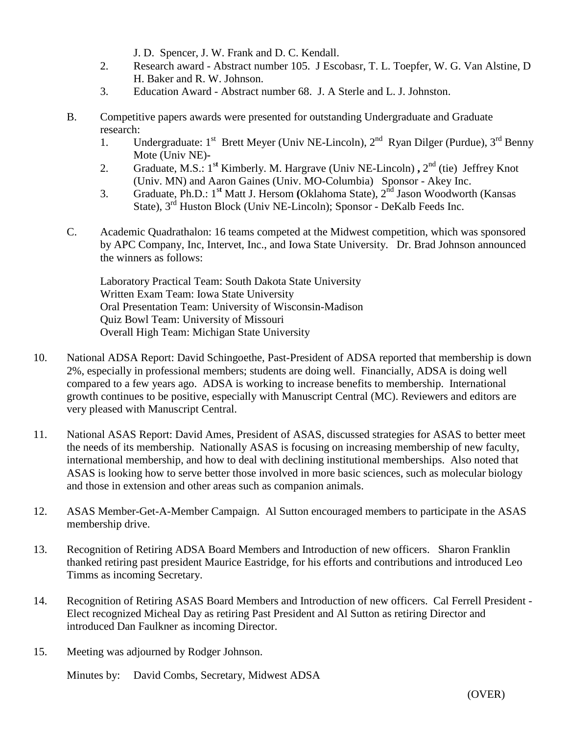J. D. Spencer, J. W. Frank and D. C. Kendall.

2. Research award - Abstract number 105. J Escobasr, T. L. Toepfer, W. G. Van Alstine, D H. Baker and R. W. Johnson.
3. Education Award - Abstract number 68. J. A Sterle and L. J. Johnston.

B. Competitive papers awards were presented for outstanding Undergraduate and Graduate research:

1. Undergraduate: 1st Brett Meyer (Univ NE-Lincoln), 2nd Ryan Dilger (Purdue), 3rd Benny Mote (Univ NE)-
2. Graduate, M.S.: 1st Kimberly. M. Hargrave (Univ NE-Lincoln) **,** 2nd (tie) Jeffrey Knot (Univ. MN) and Aaron Gaines (Univ. MO-Columbia) Sponsor - Akey Inc.
3. Graduate, Ph.D.: 1st Matt J. Hersom **(**Oklahoma State), 2nd Jason Woodworth (Kansas State), 3rd Huston Block (Univ NE-Lincoln); Sponsor - DeKalb Feeds Inc.

C. Academic Quadrathalon: 16 teams competed at the Midwest competition, which was sponsored by APC Company, Inc, Intervet, Inc., and Iowa State University. Dr. Brad Johnson announced the winners as follows:

Laboratory Practical Team: South Dakota State University
Written Exam Team: Iowa State University
Oral Presentation Team: University of Wisconsin-Madison
Quiz Bowl Team: University of Missouri
Overall High Team: Michigan State University

10. National ADSA Report: David Schingoethe, Past-President of ADSA reported that membership is down 2%, especially in professional members; students are doing well. Financially, ADSA is doing well compared to a few years ago. ADSA is working to increase benefits to membership. International growth continues to be positive, especially with Manuscript Central (MC). Reviewers and editors are very pleased with Manuscript Central.

11. National ASAS Report: David Ames, President of ASAS, discussed strategies for ASAS to better meet the needs of its membership. Nationally ASAS is focusing on increasing membership of new faculty, international membership, and how to deal with declining institutional memberships. Also noted that ASAS is looking how to serve better those involved in more basic sciences, such as molecular biology and those in extension and other areas such as companion animals.

12. ASAS Member-Get-A-Member Campaign. Al Sutton encouraged members to participate in the ASAS membership drive.

13. Recognition of Retiring ADSA Board Members and Introduction of new officers. Sharon Franklin thanked retiring past president Maurice Eastridge, for his efforts and contributions and introduced Leo Timms as incoming Secretary.

14. Recognition of Retiring ASAS Board Members and Introduction of new officers. Cal Ferrell President - Elect recognized Micheal Day as retiring Past President and Al Sutton as retiring Director and introduced Dan Faulkner as incoming Director.

15. Meeting was adjourned by Rodger Johnson.

Minutes by: David Combs, Secretary, Midwest ADSA

(OVER)